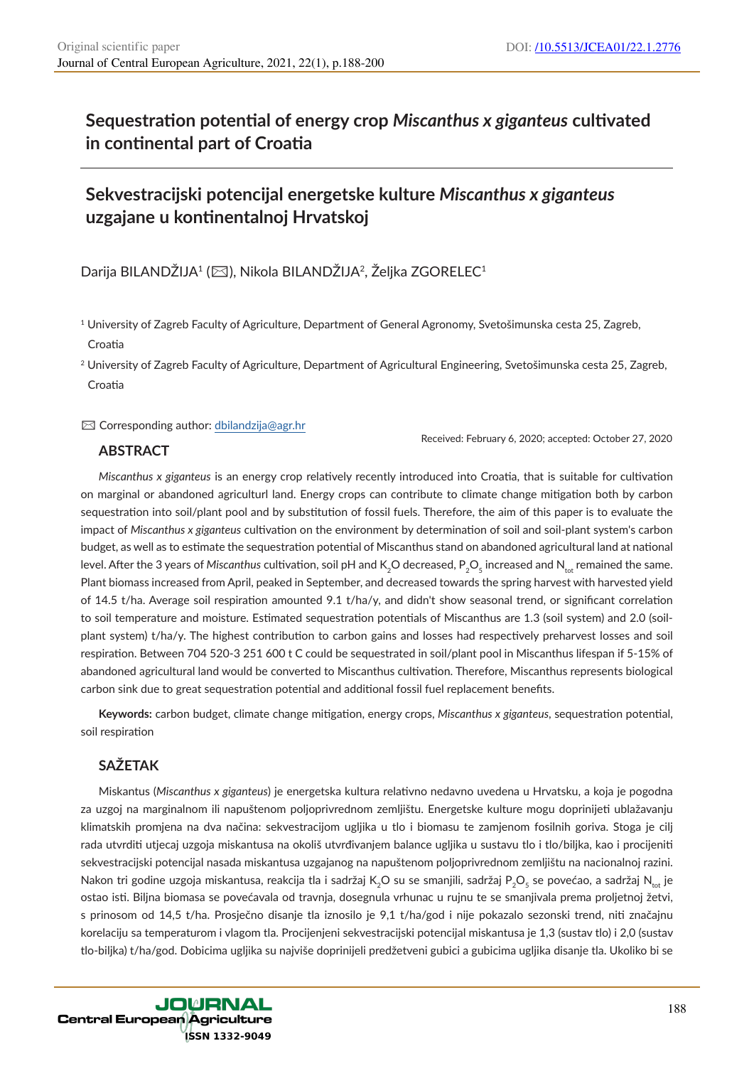# Sequestration potential of energy crop *Miscanthus x giganteus* cultivated in continental part of Croatia

## Sekvestracijski potencijal energetske kulture *Miscanthus x giganteus* uzgajane u kontinentalnoj Hrvatskoj

Darija BILANDŽIJA[1] (✉), Nikola BILANDŽIJA[2], Željka ZGORELEC[1]

[1] University of Zagreb Faculty of Agriculture, Department of General Agronomy, Svetošimunska cesta 25, Zagreb, Croatia

[2] University of Zagreb Faculty of Agriculture, Department of Agricultural Engineering, Svetošimunska cesta 25, Zagreb, Croatia

✉ Corresponding author: dbilandzija@agr.hr

Received: February 6, 2020; accepted: October 27, 2020

### ABSTRACT

*Miscanthus x giganteus* is an energy crop relatively recently introduced into Croatia, that is suitable for cultivation on marginal or abandoned agriculturl land. Energy crops can contribute to climate change mitigation both by carbon sequestration into soil/plant pool and by substitution of fossil fuels. Therefore, the aim of this paper is to evaluate the impact of *Miscanthus x giganteus* cultivation on the environment by determination of soil and soil-plant system's carbon budget, as well as to estimate the sequestration potential of Miscanthus stand on abandoned agricultural land at national level. After the 3 years of *Miscanthus* cultivation, soil pH and $K_2O$ decreased, $P_2O_5$ increased and $N_{tot}$ remained the same. Plant biomass increased from April, peaked in September, and decreased towards the spring harvest with harvested yield of 14.5 t/ha. Average soil respiration amounted 9.1 t/ha/y, and didn't show seasonal trend, or significant correlation to soil temperature and moisture. Estimated sequestration potentials of Miscanthus are 1.3 (soil system) and 2.0 (soil-plant system) t/ha/y. The highest contribution to carbon gains and losses had respectively preharvest losses and soil respiration. Between 704 520-3 251 600 t C could be sequestrated in soil/plant pool in Miscanthus lifespan if 5-15% of abandoned agricultural land would be converted to Miscanthus cultivation. Therefore, Miscanthus represents biological carbon sink due to great sequestration potential and additional fossil fuel replacement benefits.

**Keywords:** carbon budget, climate change mitigation, energy crops, *Miscanthus x giganteus*, sequestration potential, soil respiration

### SAŽETAK

Miskantus (*Miscanthus x giganteus*) je energetska kultura relativno nedavno uvedena u Hrvatsku, a koja je pogodna za uzgoj na marginalnom ili napuštenom poljoprivrednom zemljištu. Energetske kulture mogu doprinijeti ublažavanju klimatskih promjena na dva načina: sekvestracijom ugljika u tlo i biomasu te zamjenom fosilnih goriva. Stoga je cilj rada utvrditi utjecaj uzgoja miskantusa na okoliš utvrđivanjem balance ugljika u sustavu tlo i tlo/biljka, kao i procijeniti sekvestracijski potencijal nasada miskantusa uzgajanog na napuštenom poljoprivrednom zemljištu na nacionalnoj razini. Nakon tri godine uzgoja miskantusa, reakcija tla i sadržaj $K_2O$ su se smanjili, sadržaj $P_2O_5$ se povećao, a sadržaj $N_{tot}$ je ostao isti. Biljna biomasa se povećavala od travnja, dosegnula vrhunac u rujnu te se smanjivala prema proljetnoj žetvi, s prinosom od 14,5 t/ha. Prosječno disanje tla iznosilo je 9,1 t/ha/god i nije pokazalo sezonski trend, niti značajnu korelaciju sa temperaturom i vlagom tla. Procijenjeni sekvestracijski potencijal miskantusa je 1,3 (sustav tlo) i 2,0 (sustav tlo-biljka) t/ha/god. Dobicima ugljika su najviše doprinijeli predžetveni gubici a gubicima ugljika disanje tla. Ukoliko bi se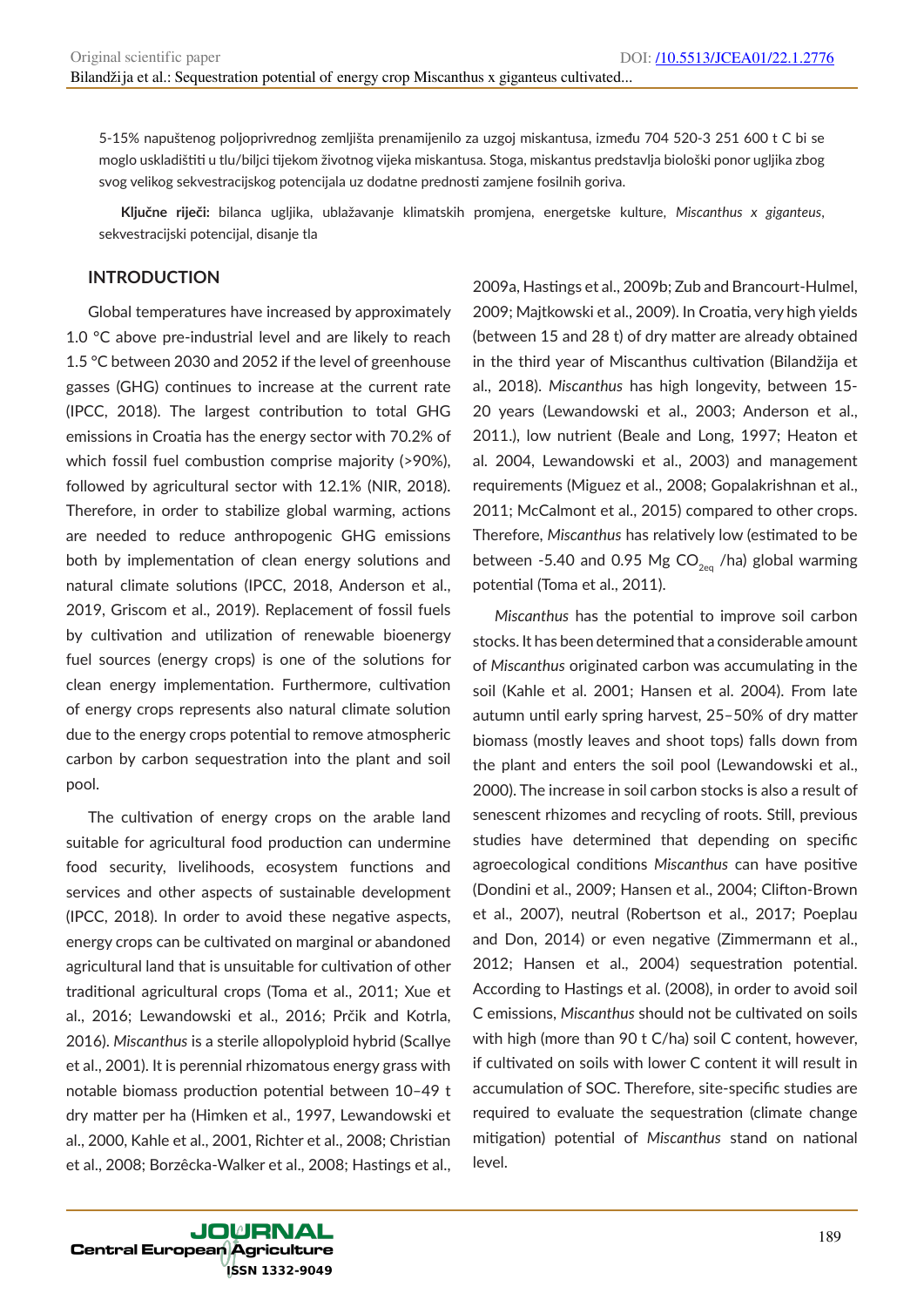5-15% napuštenog poljoprivrednog zemljišta prenamijenilo za uzgoj miskantusa, između 704 520-3 251 600 t C bi se moglo uskladištiti u tlu/biljci tijekom životnog vijeka miskantusa. Stoga, miskantus predstavlja biološki ponor ugljika zbog svog velikog sekvestracijskog potencijala uz dodatne prednosti zamjene fosilnih goriva.

**Ključne riječi:** bilanca ugljika, ublažavanje klimatskih promjena, energetske kulture, *Miscanthus x giganteus*, sekvestracijski potencijal, disanje tla

## INTRODUCTION

Global temperatures have increased by approximately 1.0 °C above pre-industrial level and are likely to reach 1.5 °C between 2030 and 2052 if the level of greenhouse gasses (GHG) continues to increase at the current rate (IPCC, 2018). The largest contribution to total GHG emissions in Croatia has the energy sector with 70.2% of which fossil fuel combustion comprise majority (>90%), followed by agricultural sector with 12.1% (NIR, 2018). Therefore, in order to stabilize global warming, actions are needed to reduce anthropogenic GHG emissions both by implementation of clean energy solutions and natural climate solutions (IPCC, 2018, Anderson et al., 2019, Griscom et al., 2019). Replacement of fossil fuels by cultivation and utilization of renewable bioenergy fuel sources (energy crops) is one of the solutions for clean energy implementation. Furthermore, cultivation of energy crops represents also natural climate solution due to the energy crops potential to remove atmospheric carbon by carbon sequestration into the plant and soil pool.

The cultivation of energy crops on the arable land suitable for agricultural food production can undermine food security, livelihoods, ecosystem functions and services and other aspects of sustainable development (IPCC, 2018). In order to avoid these negative aspects, energy crops can be cultivated on marginal or abandoned agricultural land that is unsuitable for cultivation of other traditional agricultural crops (Toma et al., 2011; Xue et al., 2016; Lewandowski et al., 2016; Prčik and Kotrla, 2016). *Miscanthus* is a sterile allopolyploid hybrid (Scallye et al., 2001). It is perennial rhizomatous energy grass with notable biomass production potential between 10–49 t dry matter per ha (Himken et al., 1997, Lewandowski et al., 2000, Kahle et al., 2001, Richter et al., 2008; Christian et al., 2008; Borzêcka-Walker et al., 2008; Hastings et al., 2009a, Hastings et al., 2009b; Zub and Brancourt-Hulmel, 2009; Majtkowski et al., 2009). In Croatia, very high yields (between 15 and 28 t) of dry matter are already obtained in the third year of Miscanthus cultivation (Bilandžija et al., 2018). *Miscanthus* has high longevity, between 15-20 years (Lewandowski et al., 2003; Anderson et al., 2011.), low nutrient (Beale and Long, 1997; Heaton et al. 2004, Lewandowski et al., 2003) and management requirements (Miguez et al., 2008; Gopalakrishnan et al., 2011; McCalmont et al., 2015) compared to other crops. Therefore, *Miscanthus* has relatively low (estimated to be between -5.40 and 0.95 Mg $CO_{2eq}$ /ha) global warming potential (Toma et al., 2011).

*Miscanthus* has the potential to improve soil carbon stocks. It has been determined that a considerable amount of *Miscanthus* originated carbon was accumulating in the soil (Kahle et al. 2001; Hansen et al. 2004). From late autumn until early spring harvest, 25–50% of dry matter biomass (mostly leaves and shoot tops) falls down from the plant and enters the soil pool (Lewandowski et al., 2000). The increase in soil carbon stocks is also a result of senescent rhizomes and recycling of roots. Still, previous studies have determined that depending on specific agroecological conditions *Miscanthus* can have positive (Dondini et al., 2009; Hansen et al., 2004; Clifton-Brown et al., 2007), neutral (Robertson et al., 2017; Poeplau and Don, 2014) or even negative (Zimmermann et al., 2012; Hansen et al., 2004) sequestration potential. According to Hastings et al. (2008), in order to avoid soil C emissions, *Miscanthus* should not be cultivated on soils with high (more than 90 t C/ha) soil C content, however, if cultivated on soils with lower C content it will result in accumulation of SOC. Therefore, site-specific studies are required to evaluate the sequestration (climate change mitigation) potential of *Miscanthus* stand on national level.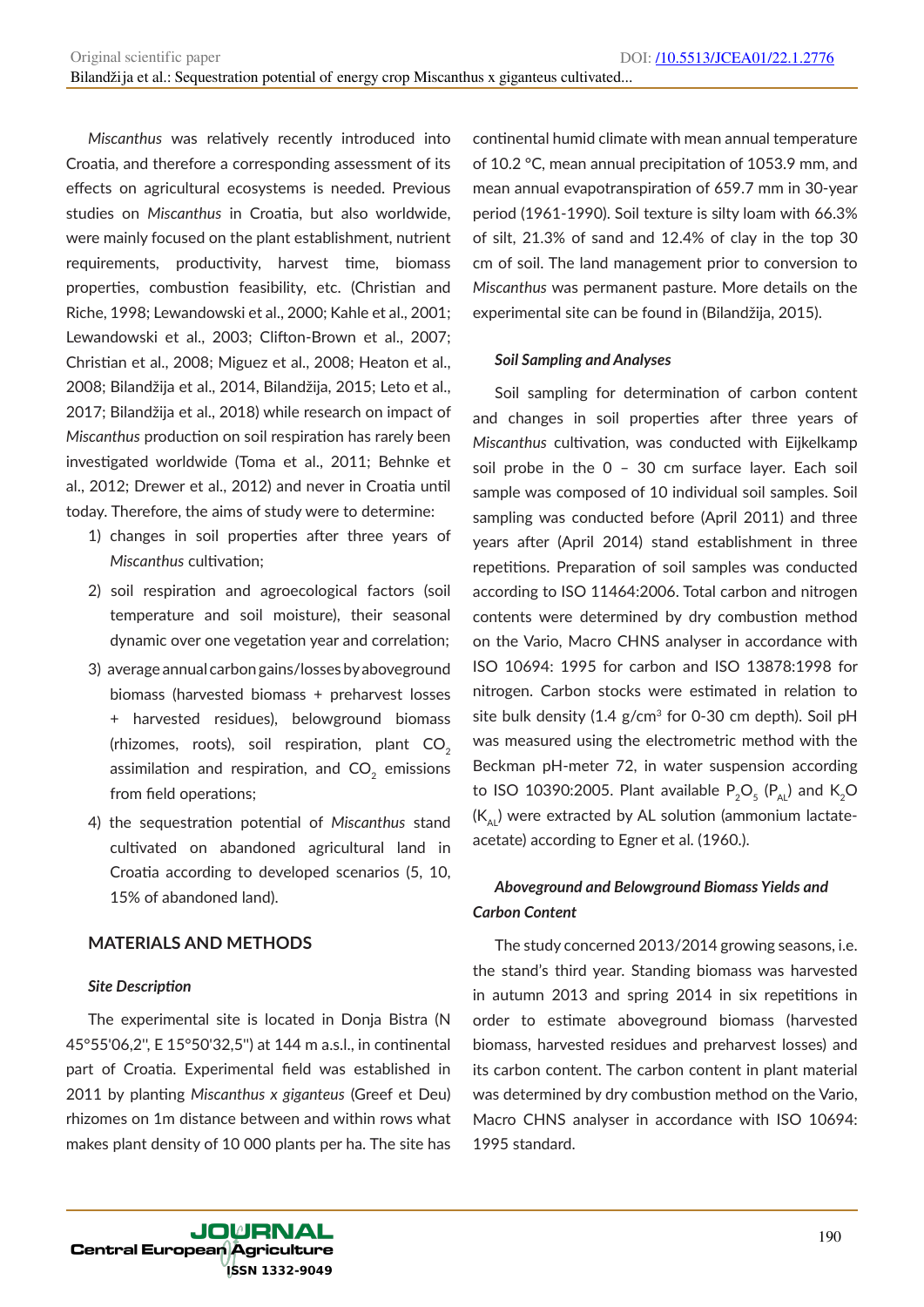*Miscanthus* was relatively recently introduced into Croatia, and therefore a corresponding assessment of its effects on agricultural ecosystems is needed. Previous studies on *Miscanthus* in Croatia, but also worldwide, were mainly focused on the plant establishment, nutrient requirements, productivity, harvest time, biomass properties, combustion feasibility, etc. (Christian and Riche, 1998; Lewandowski et al., 2000; Kahle et al., 2001; Lewandowski et al., 2003; Clifton-Brown et al., 2007; Christian et al., 2008; Miguez et al., 2008; Heaton et al., 2008; Bilandžija et al., 2014, Bilandžija, 2015; Leto et al., 2017; Bilandžija et al., 2018) while research on impact of *Miscanthus* production on soil respiration has rarely been investigated worldwide (Toma et al., 2011; Behnke et al., 2012; Drewer et al., 2012) and never in Croatia until today. Therefore, the aims of study were to determine:

1) changes in soil properties after three years of *Miscanthus* cultivation;
2) soil respiration and agroecological factors (soil temperature and soil moisture), their seasonal dynamic over one vegetation year and correlation;
3) average annual carbon gains/losses by aboveground biomass (harvested biomass + preharvest losses + harvested residues), belowground biomass (rhizomes, roots), soil respiration, plant $CO_2$ assimilation and respiration, and $CO_2$ emissions from field operations;
4) the sequestration potential of *Miscanthus* stand cultivated on abandoned agricultural land in Croatia according to developed scenarios (5, 10, 15% of abandoned land).

## MATERIALS AND METHODS

### *Site Description*

The experimental site is located in Donja Bistra (N 45°55'06,2", E 15°50'32,5") at 144 m a.s.l., in continental part of Croatia. Experimental field was established in 2011 by planting *Miscanthus x giganteus* (Greef et Deu) rhizomes on 1m distance between and within rows what makes plant density of 10 000 plants per ha. The site has continental humid climate with mean annual temperature of 10.2 °C, mean annual precipitation of 1053.9 mm, and mean annual evapotranspiration of 659.7 mm in 30-year period (1961-1990). Soil texture is silty loam with 66.3% of silt, 21.3% of sand and 12.4% of clay in the top 30 cm of soil. The land management prior to conversion to *Miscanthus* was permanent pasture. More details on the experimental site can be found in (Bilandžija, 2015).

### *Soil Sampling and Analyses*

Soil sampling for determination of carbon content and changes in soil properties after three years of *Miscanthus* cultivation, was conducted with Eijkelkamp soil probe in the 0 – 30 cm surface layer. Each soil sample was composed of 10 individual soil samples. Soil sampling was conducted before (April 2011) and three years after (April 2014) stand establishment in three repetitions. Preparation of soil samples was conducted according to ISO 11464:2006. Total carbon and nitrogen contents were determined by dry combustion method on the Vario, Macro CHNS analyser in accordance with ISO 10694: 1995 for carbon and ISO 13878:1998 for nitrogen. Carbon stocks were estimated in relation to site bulk density (1.4 g/cm$^3$ for 0-30 cm depth). Soil pH was measured using the electrometric method with the Beckman pH-meter 72, in water suspension according to ISO 10390:2005. Plant available $P_2O_5$ ($P_{AL}$) and $K_2O$ ($K_{AL}$) were extracted by AL solution (ammonium lactate-acetate) according to Egner et al. (1960.).

### *Aboveground and Belowground Biomass Yields and Carbon Content*

The study concerned 2013/2014 growing seasons, i.e. the stand's third year. Standing biomass was harvested in autumn 2013 and spring 2014 in six repetitions in order to estimate aboveground biomass (harvested biomass, harvested residues and preharvest losses) and its carbon content. The carbon content in plant material was determined by dry combustion method on the Vario, Macro CHNS analyser in accordance with ISO 10694: 1995 standard.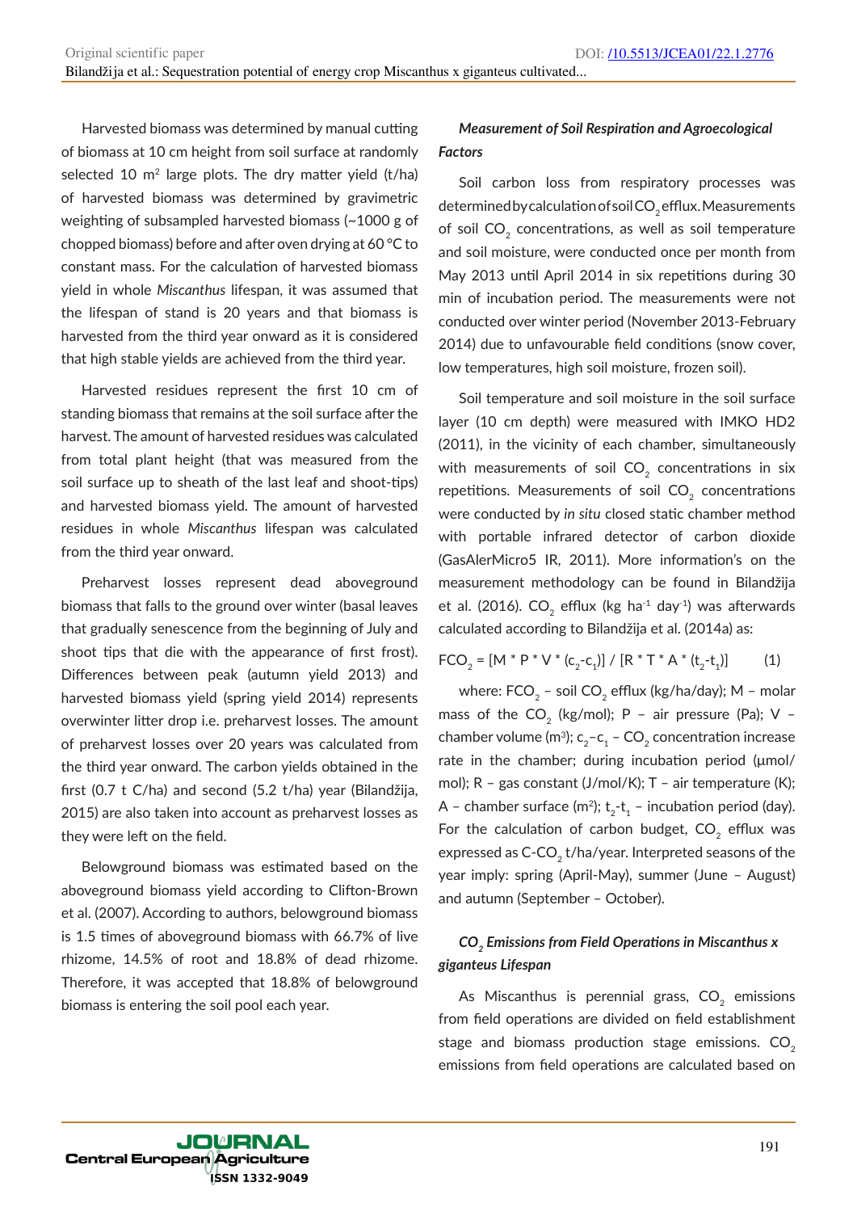Harvested biomass was determined by manual cutting of biomass at 10 cm height from soil surface at randomly selected 10 $m^2$ large plots. The dry matter yield (t/ha) of harvested biomass was determined by gravimetric weighting of subsampled harvested biomass (~1000 g of chopped biomass) before and after oven drying at 60 °C to constant mass. For the calculation of harvested biomass yield in whole *Miscanthus* lifespan, it was assumed that the lifespan of stand is 20 years and that biomass is harvested from the third year onward as it is considered that high stable yields are achieved from the third year.

Harvested residues represent the first 10 cm of standing biomass that remains at the soil surface after the harvest. The amount of harvested residues was calculated from total plant height (that was measured from the soil surface up to sheath of the last leaf and shoot-tips) and harvested biomass yield. The amount of harvested residues in whole *Miscanthus* lifespan was calculated from the third year onward.

Preharvest losses represent dead aboveground biomass that falls to the ground over winter (basal leaves that gradually senescence from the beginning of July and shoot tips that die with the appearance of first frost). Differences between peak (autumn yield 2013) and harvested biomass yield (spring yield 2014) represents overwinter litter drop i.e. preharvest losses. The amount of preharvest losses over 20 years was calculated from the third year onward. The carbon yields obtained in the first (0.7 t C/ha) and second (5.2 t/ha) year (Bilandžija, 2015) are also taken into account as preharvest losses as they were left on the field.

Belowground biomass was estimated based on the aboveground biomass yield according to Clifton-Brown et al. (2007). According to authors, belowground biomass is 1.5 times of aboveground biomass with 66.7% of live rhizome, 14.5% of root and 18.8% of dead rhizome. Therefore, it was accepted that 18.8% of belowground biomass is entering the soil pool each year.

### *Measurement of Soil Respiration and Agroecological Factors*

Soil carbon loss from respiratory processes was determined by calculation of soil $CO_2$ efflux. Measurements of soil $CO_2$ concentrations, as well as soil temperature and soil moisture, were conducted once per month from May 2013 until April 2014 in six repetitions during 30 min of incubation period. The measurements were not conducted over winter period (November 2013-February 2014) due to unfavourable field conditions (snow cover, low temperatures, high soil moisture, frozen soil).

Soil temperature and soil moisture in the soil surface layer (10 cm depth) were measured with IMKO HD2 (2011), in the vicinity of each chamber, simultaneously with measurements of soil $CO_2$ concentrations in six repetitions. Measurements of soil $CO_2$ concentrations were conducted by *in situ* closed static chamber method with portable infrared detector of carbon dioxide (GasAlerMicro5 IR, 2011). More information's on the measurement methodology can be found in Bilandžija et al. (2016). $CO_2$ efflux (kg $ha^{-1}$ $day^{-1}$) was afterwards calculated according to Bilandžija et al. (2014a) as:

$$FCO_2 = [M * P * V * (c_2 - c_1)] / [R * T * A * (t_2 - t_1)] \qquad (1)$$

where: $FCO_2$ – soil $CO_2$ efflux (kg/ha/day); M – molar mass of the $CO_2$ (kg/mol); P – air pressure (Pa); V – chamber volume ($m^3$); $c_2$–$c_1$ – $CO_2$ concentration increase rate in the chamber; during incubation period (μmol/mol); R – gas constant (J/mol/K); T – air temperature (K); A – chamber surface ($m^2$); $t_2$-$t_1$ – incubation period (day). For the calculation of carbon budget, $CO_2$ efflux was expressed as C-$CO_2$ t/ha/year. Interpreted seasons of the year imply: spring (April-May), summer (June – August) and autumn (September – October).

### *$CO_2$ Emissions from Field Operations in Miscanthus x giganteus Lifespan*

As Miscanthus is perennial grass, $CO_2$ emissions from field operations are divided on field establishment stage and biomass production stage emissions. $CO_2$ emissions from field operations are calculated based on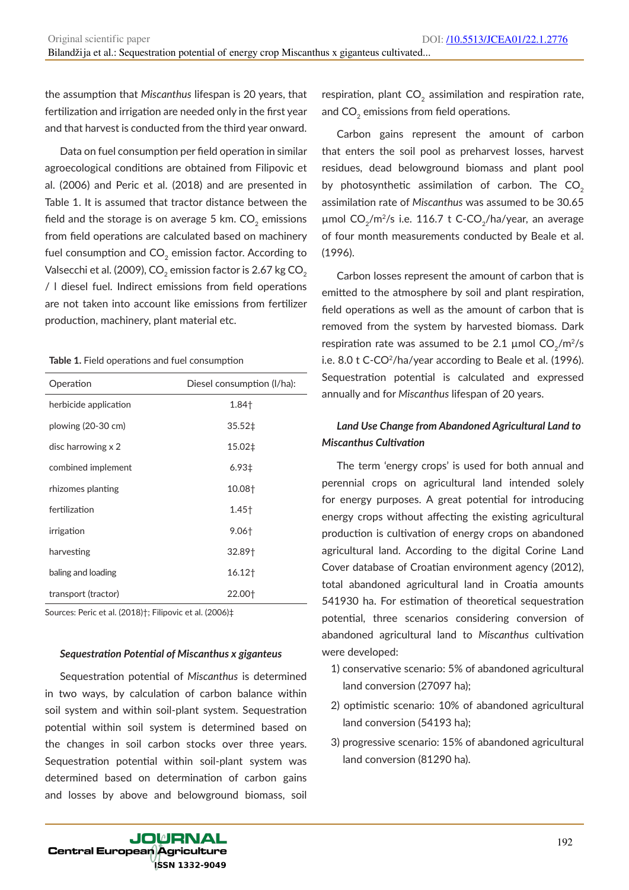the assumption that *Miscanthus* lifespan is 20 years, that fertilization and irrigation are needed only in the first year and that harvest is conducted from the third year onward.

Data on fuel consumption per field operation in similar agroecological conditions are obtained from Filipovic et al. (2006) and Peric et al. (2018) and are presented in Table 1. It is assumed that tractor distance between the field and the storage is on average 5 km. $CO_2$ emissions from field operations are calculated based on machinery fuel consumption and $CO_2$ emission factor. According to Valsecchi et al. (2009), $CO_2$ emission factor is 2.67 kg $CO_2$ / l diesel fuel. Indirect emissions from field operations are not taken into account like emissions from fertilizer production, machinery, plant material etc.

**Table 1.** Field operations and fuel consumption

| Operation | Diesel consumption (l/ha): |
|---|---|
| herbicide application | 1.84† |
| plowing (20-30 cm) | 35.52‡ |
| disc harrowing x 2 | 15.02‡ |
| combined implement | 6.93‡ |
| rhizomes planting | 10.08† |
| fertilization | 1.45† |
| irrigation | 9.06† |
| harvesting | 32.89† |
| baling and loading | 16.12† |
| transport (tractor) | 22.00† |

Sources: Peric et al. (2018)†; Filipovic et al. (2006)‡

### *Sequestration Potential of Miscanthus x giganteus*

Sequestration potential of *Miscanthus* is determined in two ways, by calculation of carbon balance within soil system and within soil-plant system. Sequestration potential within soil system is determined based on the changes in soil carbon stocks over three years. Sequestration potential within soil-plant system was determined based on determination of carbon gains and losses by above and belowground biomass, soil respiration, plant $CO_2$ assimilation and respiration rate, and $CO_2$ emissions from field operations.

Carbon gains represent the amount of carbon that enters the soil pool as preharvest losses, harvest residues, dead belowground biomass and plant pool by photosynthetic assimilation of carbon. The $CO_2$ assimilation rate of *Miscanthus* was assumed to be 30.65 µmol $CO_2$/m$^2$/s i.e. 116.7 t C-$CO_2$/ha/year, an average of four month measurements conducted by Beale et al. (1996).

Carbon losses represent the amount of carbon that is emitted to the atmosphere by soil and plant respiration, field operations as well as the amount of carbon that is removed from the system by harvested biomass. Dark respiration rate was assumed to be 2.1 µmol $CO_2$/m$^2$/s i.e. 8.0 t C-$CO^2$/ha/year according to Beale et al. (1996). Sequestration potential is calculated and expressed annually and for *Miscanthus* lifespan of 20 years.

### *Land Use Change from Abandoned Agricultural Land to Miscanthus Cultivation*

The term 'energy crops' is used for both annual and perennial crops on agricultural land intended solely for energy purposes. A great potential for introducing energy crops without affecting the existing agricultural production is cultivation of energy crops on abandoned agricultural land. According to the digital Corine Land Cover database of Croatian environment agency (2012), total abandoned agricultural land in Croatia amounts 541930 ha. For estimation of theoretical sequestration potential, three scenarios considering conversion of abandoned agricultural land to *Miscanthus* cultivation were developed:

1) conservative scenario: 5% of abandoned agricultural land conversion (27097 ha);
2) optimistic scenario: 10% of abandoned agricultural land conversion (54193 ha);
3) progressive scenario: 15% of abandoned agricultural land conversion (81290 ha).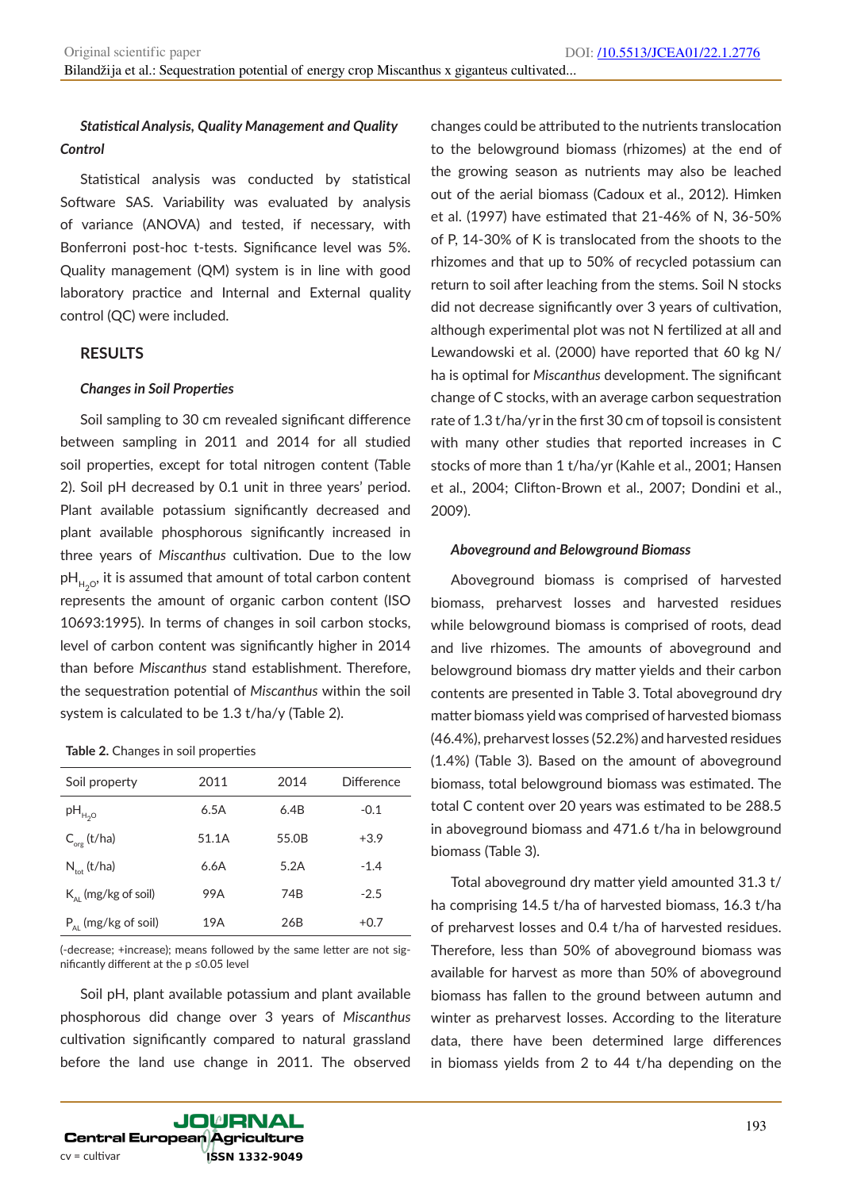### *Statistical Analysis, Quality Management and Quality Control*

Statistical analysis was conducted by statistical Software SAS. Variability was evaluated by analysis of variance (ANOVA) and tested, if necessary, with Bonferroni post-hoc t-tests. Significance level was 5%. Quality management (QM) system is in line with good laboratory practice and Internal and External quality control (QC) were included.

## RESULTS

### *Changes in Soil Properties*

Soil sampling to 30 cm revealed significant difference between sampling in 2011 and 2014 for all studied soil properties, except for total nitrogen content (Table 2). Soil pH decreased by 0.1 unit in three years' period. Plant available potassium significantly decreased and plant available phosphorous significantly increased in three years of *Miscanthus* cultivation. Due to the low $pH_{H_2O}$, it is assumed that amount of total carbon content represents the amount of organic carbon content (ISO 10693:1995). In terms of changes in soil carbon stocks, level of carbon content was significantly higher in 2014 than before *Miscanthus* stand establishment. Therefore, the sequestration potential of *Miscanthus* within the soil system is calculated to be 1.3 t/ha/y (Table 2).

**Table 2.** Changes in soil properties

| Soil property | 2011 | 2014 | Difference |
|---|---|---|---|
| $pH_{H_2O}$ | 6.5A | 6.4B | -0.1 |
| $C_{org}$ (t/ha) | 51.1A | 55.0B | +3.9 |
| $N_{tot}$ (t/ha) | 6.6A | 5.2A | -1.4 |
| $K_{AL}$ (mg/kg of soil) | 99A | 74B | -2.5 |
| $P_{AL}$ (mg/kg of soil) | 19A | 26B | +0.7 |

(-decrease; +increase); means followed by the same letter are not significantly different at the p ≤0.05 level

Soil pH, plant available potassium and plant available phosphorous did change over 3 years of *Miscanthus* cultivation significantly compared to natural grassland before the land use change in 2011. The observed changes could be attributed to the nutrients translocation to the belowground biomass (rhizomes) at the end of the growing season as nutrients may also be leached out of the aerial biomass (Cadoux et al., 2012). Himken et al. (1997) have estimated that 21-46% of N, 36-50% of P, 14-30% of K is translocated from the shoots to the rhizomes and that up to 50% of recycled potassium can return to soil after leaching from the stems. Soil N stocks did not decrease significantly over 3 years of cultivation, although experimental plot was not N fertilized at all and Lewandowski et al. (2000) have reported that 60 kg N/ha is optimal for *Miscanthus* development. The significant change of C stocks, with an average carbon sequestration rate of 1.3 t/ha/yr in the first 30 cm of topsoil is consistent with many other studies that reported increases in C stocks of more than 1 t/ha/yr (Kahle et al., 2001; Hansen et al., 2004; Clifton-Brown et al., 2007; Dondini et al., 2009).

### *Aboveground and Belowground Biomass*

Aboveground biomass is comprised of harvested biomass, preharvest losses and harvested residues while belowground biomass is comprised of roots, dead and live rhizomes. The amounts of aboveground and belowground biomass dry matter yields and their carbon contents are presented in Table 3. Total aboveground dry matter biomass yield was comprised of harvested biomass (46.4%), preharvest losses (52.2%) and harvested residues (1.4%) (Table 3). Based on the amount of aboveground biomass, total belowground biomass was estimated. The total C content over 20 years was estimated to be 288.5 in aboveground biomass and 471.6 t/ha in belowground biomass (Table 3).

Total aboveground dry matter yield amounted 31.3 t/ha comprising 14.5 t/ha of harvested biomass, 16.3 t/ha of preharvest losses and 0.4 t/ha of harvested residues. Therefore, less than 50% of aboveground biomass was available for harvest as more than 50% of aboveground biomass has fallen to the ground between autumn and winter as preharvest losses. According to the literature data, there have been determined large differences in biomass yields from 2 to 44 t/ha depending on the

cv = cultivar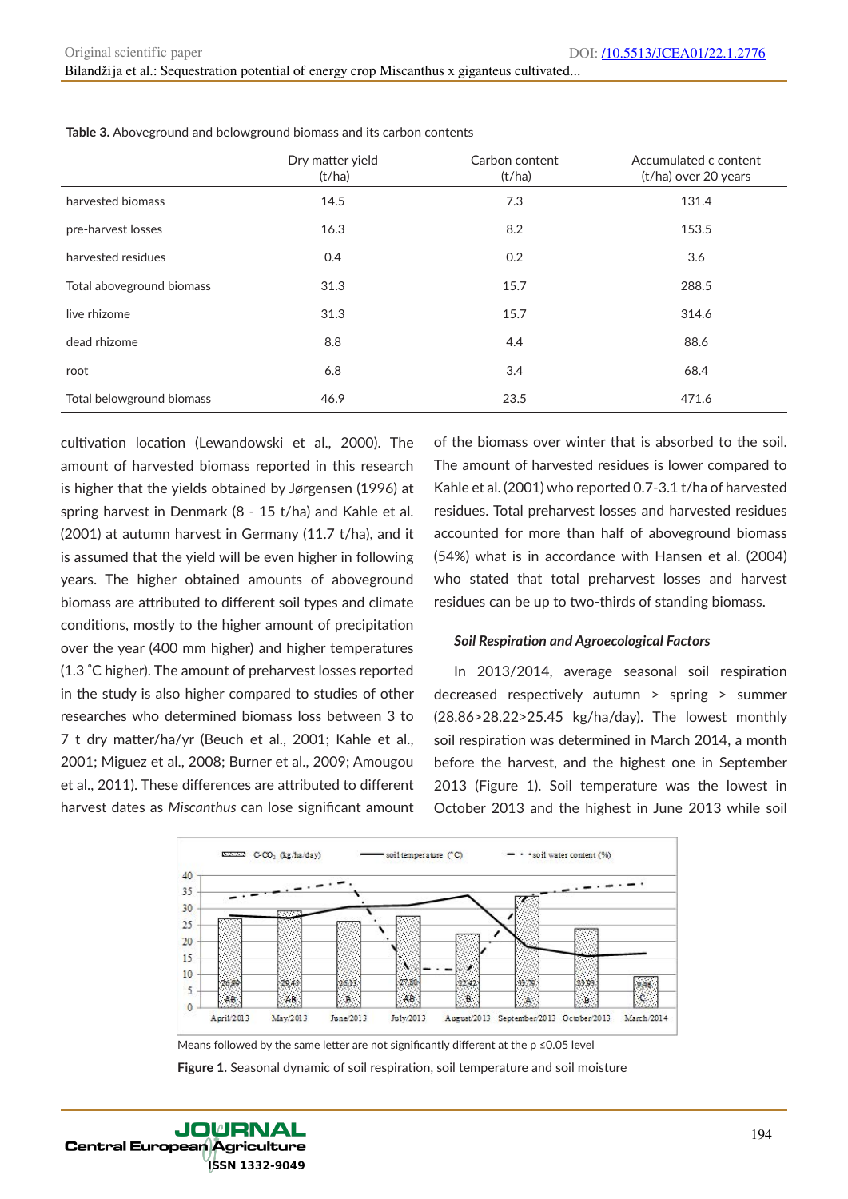**Table 3.** Aboveground and belowground biomass and its carbon contents

| | Dry matter yield (t/ha) | Carbon content (t/ha) | Accumulated c content (t/ha) over 20 years |
|---|---|---|---|
| harvested biomass | 14.5 | 7.3 | 131.4 |
| pre-harvest losses | 16.3 | 8.2 | 153.5 |
| harvested residues | 0.4 | 0.2 | 3.6 |
| Total aboveground biomass | 31.3 | 15.7 | 288.5 |
| live rhizome | 31.3 | 15.7 | 314.6 |
| dead rhizome | 8.8 | 4.4 | 88.6 |
| root | 6.8 | 3.4 | 68.4 |
| Total belowground biomass | 46.9 | 23.5 | 471.6 |

cultivation location (Lewandowski et al., 2000). The amount of harvested biomass reported in this research is higher that the yields obtained by Jørgensen (1996) at spring harvest in Denmark (8 - 15 t/ha) and Kahle et al. (2001) at autumn harvest in Germany (11.7 t/ha), and it is assumed that the yield will be even higher in following years. The higher obtained amounts of aboveground biomass are attributed to different soil types and climate conditions, mostly to the higher amount of precipitation over the year (400 mm higher) and higher temperatures (1.3 ˚C higher). The amount of preharvest losses reported in the study is also higher compared to studies of other researches who determined biomass loss between 3 to 7 t dry matter/ha/yr (Beuch et al., 2001; Kahle et al., 2001; Miguez et al., 2008; Burner et al., 2009; Amougou et al., 2011). These differences are attributed to different harvest dates as *Miscanthus* can lose significant amount of the biomass over winter that is absorbed to the soil. The amount of harvested residues is lower compared to Kahle et al. (2001) who reported 0.7-3.1 t/ha of harvested residues. Total preharvest losses and harvested residues accounted for more than half of aboveground biomass (54%) what is in accordance with Hansen et al. (2004) who stated that total preharvest losses and harvest residues can be up to two-thirds of standing biomass.

### *Soil Respiration and Agroecological Factors*

In 2013/2014, average seasonal soil respiration decreased respectively autumn > spring > summer (28.86>28.22>25.45 kg/ha/day). The lowest monthly soil respiration was determined in March 2014, a month before the harvest, and the highest one in September 2013 (Figure 1). Soil temperature was the lowest in October 2013 and the highest in June 2013 while soil

Means followed by the same letter are not significantly different at the p ≤0.05 level

**Figure 1.** Seasonal dynamic of soil respiration, soil temperature and soil moisture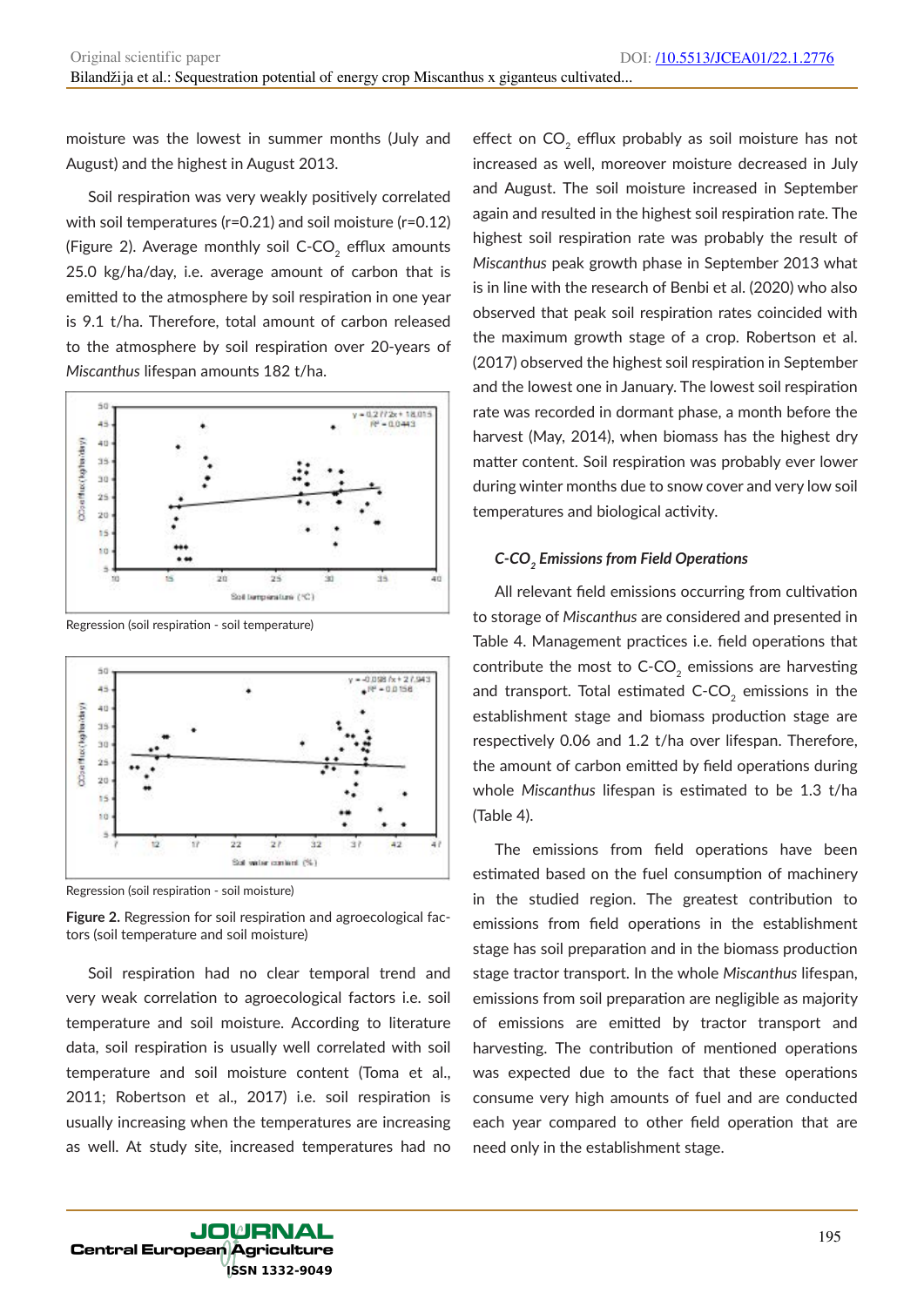moisture was the lowest in summer months (July and August) and the highest in August 2013.

Soil respiration was very weakly positively correlated with soil temperatures (r=0.21) and soil moisture (r=0.12) (Figure 2). Average monthly soil C-$CO_2$ efflux amounts 25.0 kg/ha/day, i.e. average amount of carbon that is emitted to the atmosphere by soil respiration in one year is 9.1 t/ha. Therefore, total amount of carbon released to the atmosphere by soil respiration over 20-years of *Miscanthus* lifespan amounts 182 t/ha.

Regression (soil respiration - soil temperature)

Regression (soil respiration - soil moisture)

**Figure 2.** Regression for soil respiration and agroecological factors (soil temperature and soil moisture)

Soil respiration had no clear temporal trend and very weak correlation to agroecological factors i.e. soil temperature and soil moisture. According to literature data, soil respiration is usually well correlated with soil temperature and soil moisture content (Toma et al., 2011; Robertson et al., 2017) i.e. soil respiration is usually increasing when the temperatures are increasing as well. At study site, increased temperatures had no effect on $CO_2$ efflux probably as soil moisture has not increased as well, moreover moisture decreased in July and August. The soil moisture increased in September again and resulted in the highest soil respiration rate. The highest soil respiration rate was probably the result of *Miscanthus* peak growth phase in September 2013 what is in line with the research of Benbi et al. (2020) who also observed that peak soil respiration rates coincided with the maximum growth stage of a crop. Robertson et al. (2017) observed the highest soil respiration in September and the lowest one in January. The lowest soil respiration rate was recorded in dormant phase, a month before the harvest (May, 2014), when biomass has the highest dry matter content. Soil respiration was probably ever lower during winter months due to snow cover and very low soil temperatures and biological activity.

### *C-$CO_2$ Emissions from Field Operations*

All relevant field emissions occurring from cultivation to storage of *Miscanthus* are considered and presented in Table 4. Management practices i.e. field operations that contribute the most to C-$CO_2$ emissions are harvesting and transport. Total estimated C-$CO_2$ emissions in the establishment stage and biomass production stage are respectively 0.06 and 1.2 t/ha over lifespan. Therefore, the amount of carbon emitted by field operations during whole *Miscanthus* lifespan is estimated to be 1.3 t/ha (Table 4).

The emissions from field operations have been estimated based on the fuel consumption of machinery in the studied region. The greatest contribution to emissions from field operations in the establishment stage has soil preparation and in the biomass production stage tractor transport. In the whole *Miscanthus* lifespan, emissions from soil preparation are negligible as majority of emissions are emitted by tractor transport and harvesting. The contribution of mentioned operations was expected due to the fact that these operations consume very high amounts of fuel and are conducted each year compared to other field operation that are need only in the establishment stage.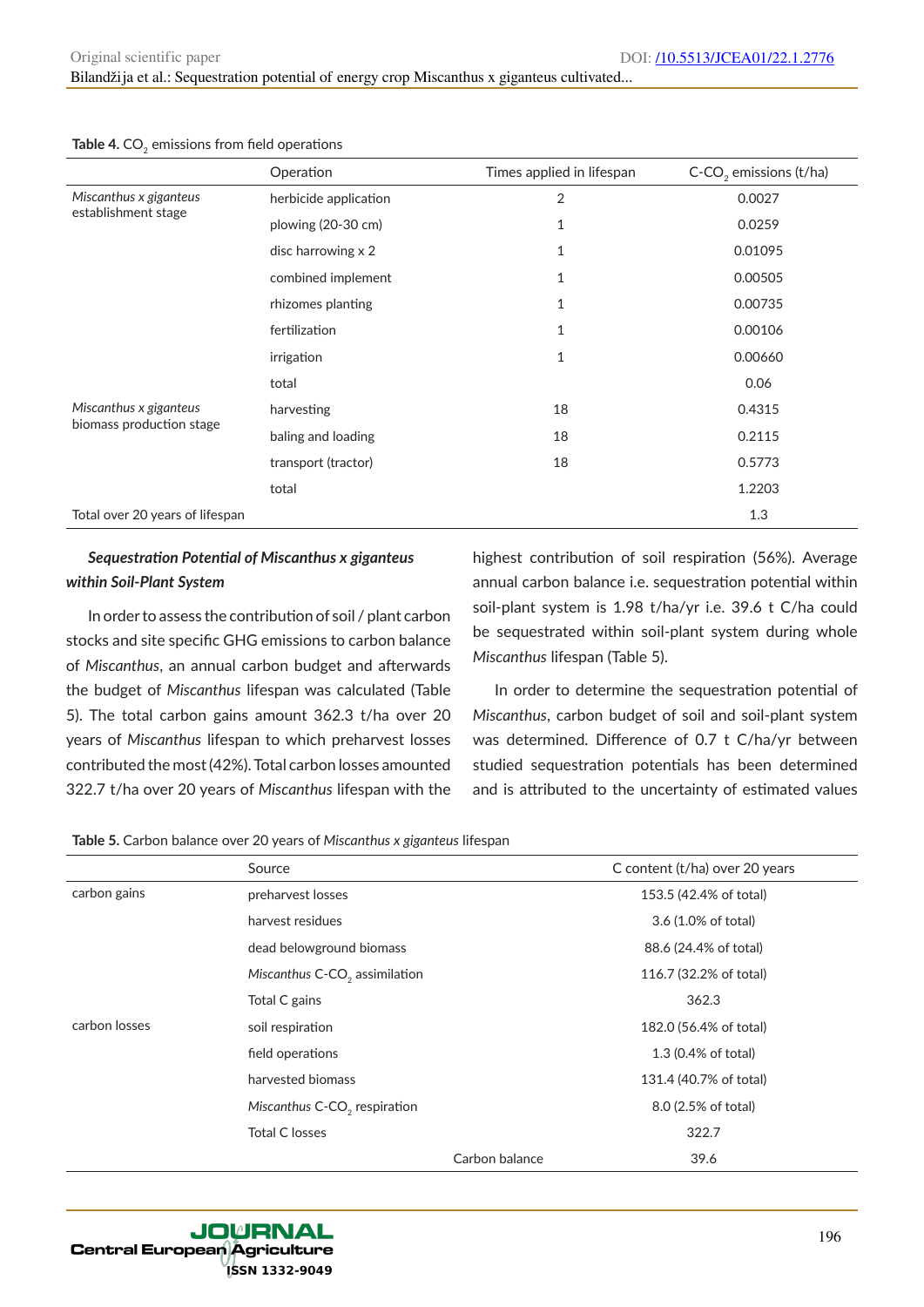**Table 4.** $CO_2$ emissions from field operations

| | Operation | Times applied in lifespan | C-$CO_2$ emissions (t/ha) |
|---|---|---|---|
| *Miscanthus x giganteus* establishment stage | herbicide application | 2 | 0.0027 |
| | plowing (20-30 cm) | 1 | 0.0259 |
| | disc harrowing x 2 | 1 | 0.01095 |
| | combined implement | 1 | 0.00505 |
| | rhizomes planting | 1 | 0.00735 |
| | fertilization | 1 | 0.00106 |
| | irrigation | 1 | 0.00660 |
| | total | | 0.06 |
| *Miscanthus x giganteus* biomass production stage | harvesting | 18 | 0.4315 |
| | baling and loading | 18 | 0.2115 |
| | transport (tractor) | 18 | 0.5773 |
| | total | | 1.2203 |
| Total over 20 years of lifespan | | | 1.3 |

### *Sequestration Potential of Miscanthus x giganteus within Soil-Plant System*

In order to assess the contribution of soil / plant carbon stocks and site specific GHG emissions to carbon balance of *Miscanthus*, an annual carbon budget and afterwards the budget of *Miscanthus* lifespan was calculated (Table 5). The total carbon gains amount 362.3 t/ha over 20 years of *Miscanthus* lifespan to which preharvest losses contributed the most (42%). Total carbon losses amounted 322.7 t/ha over 20 years of *Miscanthus* lifespan with the highest contribution of soil respiration (56%). Average annual carbon balance i.e. sequestration potential within soil-plant system is 1.98 t/ha/yr i.e. 39.6 t C/ha could be sequestrated within soil-plant system during whole *Miscanthus* lifespan (Table 5).

In order to determine the sequestration potential of *Miscanthus*, carbon budget of soil and soil-plant system was determined. Difference of 0.7 t C/ha/yr between studied sequestration potentials has been determined and is attributed to the uncertainty of estimated values

**Table 5.** Carbon balance over 20 years of *Miscanthus x giganteus* lifespan

| | Source | C content (t/ha) over 20 years |
|---|---|---|
| carbon gains | preharvest losses | 153.5 (42.4% of total) |
| | harvest residues | 3.6 (1.0% of total) |
| | dead belowground biomass | 88.6 (24.4% of total) |
| | *Miscanthus* C-$CO_2$ assimilation | 116.7 (32.2% of total) |
| | Total C gains | 362.3 |
| carbon losses | soil respiration | 182.0 (56.4% of total) |
| | field operations | 1.3 (0.4% of total) |
| | harvested biomass | 131.4 (40.7% of total) |
| | *Miscanthus* C-$CO_2$ respiration | 8.0 (2.5% of total) |
| | Total C losses | 322.7 |
| | Carbon balance | 39.6 |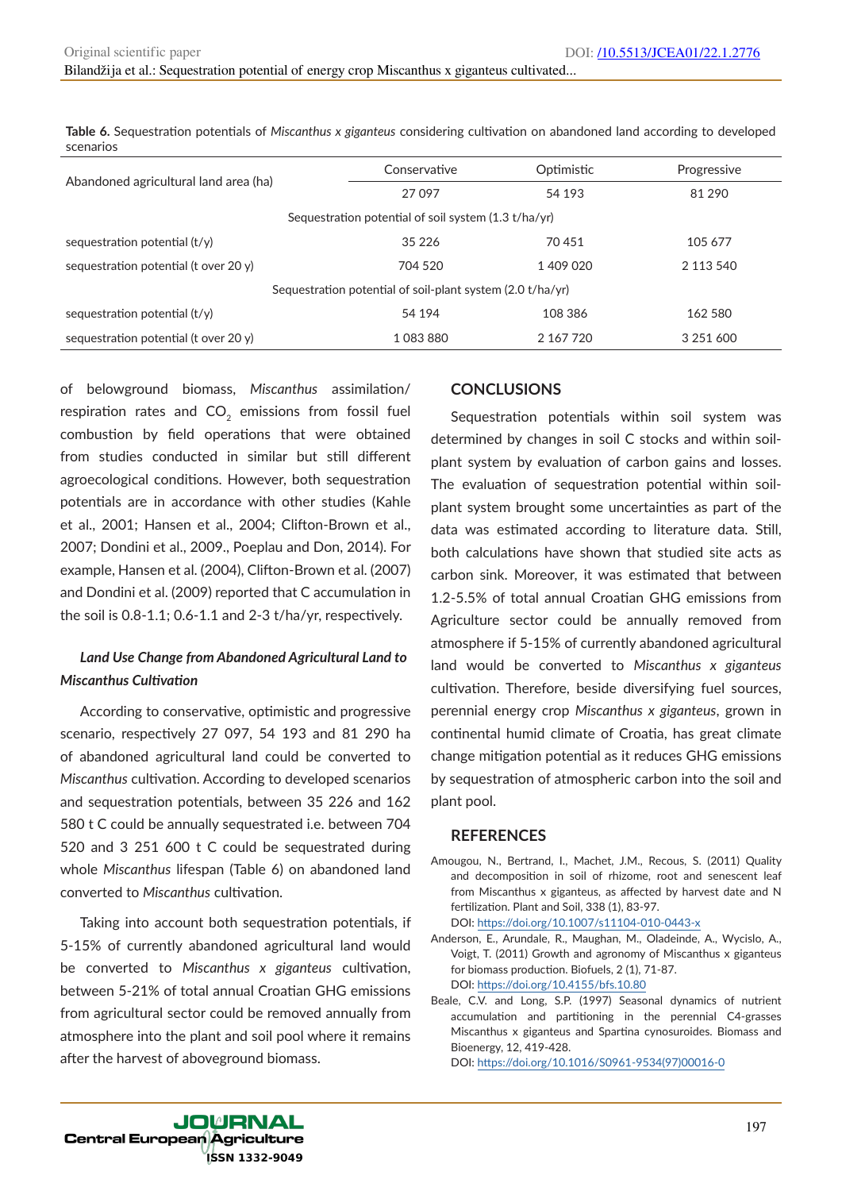**Table 6.** Sequestration potentials of *Miscanthus x giganteus* considering cultivation on abandoned land according to developed scenarios

| Abandoned agricultural land area (ha) | Conservative | Optimistic | Progressive |
|---|---|---|---|
| | 27 097 | 54 193 | 81 290 |
| Sequestration potential of soil system (1.3 t/ha/yr) | | | |
| sequestration potential (t/y) | 35 226 | 70 451 | 105 677 |
| sequestration potential (t over 20 y) | 704 520 | 1 409 020 | 2 113 540 |
| Sequestration potential of soil-plant system (2.0 t/ha/yr) | | | |
| sequestration potential (t/y) | 54 194 | 108 386 | 162 580 |
| sequestration potential (t over 20 y) | 1 083 880 | 2 167 720 | 3 251 600 |

of belowground biomass, *Miscanthus* assimilation/respiration rates and $CO_2$ emissions from fossil fuel combustion by field operations that were obtained from studies conducted in similar but still different agroecological conditions. However, both sequestration potentials are in accordance with other studies (Kahle et al., 2001; Hansen et al., 2004; Clifton-Brown et al., 2007; Dondini et al., 2009., Poeplau and Don, 2014). For example, Hansen et al. (2004), Clifton-Brown et al. (2007) and Dondini et al. (2009) reported that C accumulation in the soil is 0.8-1.1; 0.6-1.1 and 2-3 t/ha/yr, respectively.

### *Land Use Change from Abandoned Agricultural Land to Miscanthus Cultivation*

According to conservative, optimistic and progressive scenario, respectively 27 097, 54 193 and 81 290 ha of abandoned agricultural land could be converted to *Miscanthus* cultivation. According to developed scenarios and sequestration potentials, between 35 226 and 162 580 t C could be annually sequestrated i.e. between 704 520 and 3 251 600 t C could be sequestrated during whole *Miscanthus* lifespan (Table 6) on abandoned land converted to *Miscanthus* cultivation.

Taking into account both sequestration potentials, if 5-15% of currently abandoned agricultural land would be converted to *Miscanthus x giganteus* cultivation, between 5-21% of total annual Croatian GHG emissions from agricultural sector could be removed annually from atmosphere into the plant and soil pool where it remains after the harvest of aboveground biomass.

## CONCLUSIONS

Sequestration potentials within soil system was determined by changes in soil C stocks and within soil-plant system by evaluation of carbon gains and losses. The evaluation of sequestration potential within soil-plant system brought some uncertainties as part of the data was estimated according to literature data. Still, both calculations have shown that studied site acts as carbon sink. Moreover, it was estimated that between 1.2-5.5% of total annual Croatian GHG emissions from Agriculture sector could be annually removed from atmosphere if 5-15% of currently abandoned agricultural land would be converted to *Miscanthus x giganteus* cultivation. Therefore, beside diversifying fuel sources, perennial energy crop *Miscanthus x giganteus*, grown in continental humid climate of Croatia, has great climate change mitigation potential as it reduces GHG emissions by sequestration of atmospheric carbon into the soil and plant pool.

## REFERENCES

Amougou, N., Bertrand, I., Machet, J.M., Recous, S. (2011) Quality and decomposition in soil of rhizome, root and senescent leaf from Miscanthus x giganteus, as affected by harvest date and N fertilization. Plant and Soil, 338 (1), 83-97.
DOI: https://doi.org/10.1007/s11104-010-0443-x

Anderson, E., Arundale, R., Maughan, M., Oladeinde, A., Wycislo, A., Voigt, T. (2011) Growth and agronomy of Miscanthus x giganteus for biomass production. Biofuels, 2 (1), 71-87.
DOI: https://doi.org/10.4155/bfs.10.80

Beale, C.V. and Long, S.P. (1997) Seasonal dynamics of nutrient accumulation and partitioning in the perennial C4-grasses Miscanthus x giganteus and Spartina cynosuroides. Biomass and Bioenergy, 12, 419-428.
DOI: https://doi.org/10.1016/S0961-9534(97)00016-0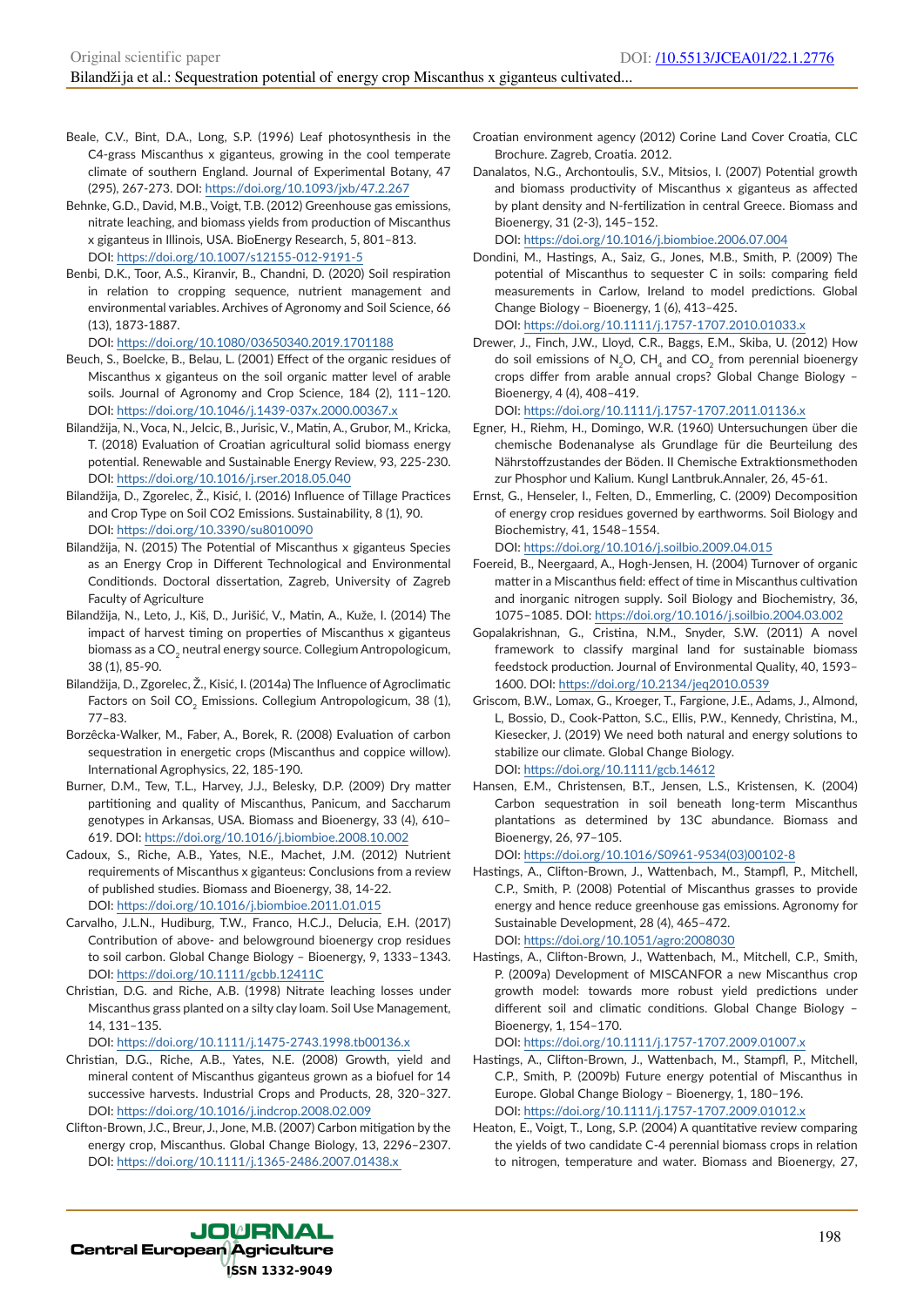Beale, C.V., Bint, D.A., Long, S.P. (1996) Leaf photosynthesis in the C4-grass Miscanthus x giganteus, growing in the cool temperate climate of southern England. Journal of Experimental Botany, 47 (295), 267-273. DOI: https://doi.org/10.1093/jxb/47.2.267

Behnke, G.D., David, M.B., Voigt, T.B. (2012) Greenhouse gas emissions, nitrate leaching, and biomass yields from production of Miscanthus x giganteus in Illinois, USA. BioEnergy Research, 5, 801–813. DOI: https://doi.org/10.1007/s12155-012-9191-5

Benbi, D.K., Toor, A.S., Kiranvir, B., Chandni, D. (2020) Soil respiration in relation to cropping sequence, nutrient management and environmental variables. Archives of Agronomy and Soil Science, 66 (13), 1873-1887.
DOI: https://doi.org/10.1080/03650340.2019.1701188

Beuch, S., Boelcke, B., Belau, L. (2001) Effect of the organic residues of Miscanthus x giganteus on the soil organic matter level of arable soils. Journal of Agronomy and Crop Science, 184 (2), 111–120. DOI: https://doi.org/10.1046/j.1439-037x.2000.00367.x

Bilandžija, N., Voca, N., Jelcic, B., Jurisic, V., Matin, A., Grubor, M., Kricka, T. (2018) Evaluation of Croatian agricultural solid biomass energy potential. Renewable and Sustainable Energy Review, 93, 225-230. DOI: https://doi.org/10.1016/j.rser.2018.05.040

Bilandžija, D., Zgorelec, Ž., Kisić, I. (2016) Influence of Tillage Practices and Crop Type on Soil CO2 Emissions. Sustainability, 8 (1), 90. DOI: https://doi.org/10.3390/su8010090

Bilandžija, N. (2015) The Potential of Miscanthus x giganteus Species as an Energy Crop in Different Technological and Environmental Conditionds. Doctoral dissertation, Zagreb, University of Zagreb Faculty of Agriculture

Bilandžija, N., Leto, J., Kiš, D., Jurišić, V., Matin, A., Kuže, I. (2014) The impact of harvest timing on properties of Miscanthus x giganteus biomass as a $CO_2$ neutral energy source. Collegium Antropologicum, 38 (1), 85-90.

Bilandžija, D., Zgorelec, Ž., Kisić, I. (2014a) The Influence of Agroclimatic Factors on Soil $CO_2$ Emissions. Collegium Antropologicum, 38 (1), 77–83.

Borzêcka-Walker, M., Faber, A., Borek, R. (2008) Evaluation of carbon sequestration in energetic crops (Miscanthus and coppice willow). International Agrophysics, 22, 185-190.

Burner, D.M., Tew, T.L., Harvey, J.J., Belesky, D.P. (2009) Dry matter partitioning and quality of Miscanthus, Panicum, and Saccharum genotypes in Arkansas, USA. Biomass and Bioenergy, 33 (4), 610–619. DOI: https://doi.org/10.1016/j.biombioe.2008.10.002

Cadoux, S., Riche, A.B., Yates, N.E., Machet, J.M. (2012) Nutrient requirements of Miscanthus x giganteus: Conclusions from a review of published studies. Biomass and Bioenergy, 38, 14-22. DOI: https://doi.org/10.1016/j.biombioe.2011.01.015

Carvalho, J.L.N., Hudiburg, T.W., Franco, H.C.J., Delucia, E.H. (2017) Contribution of above- and belowground bioenergy crop residues to soil carbon. Global Change Biology – Bioenergy, 9, 1333–1343. DOI: https://doi.org/10.1111/gcbb.12411C

Christian, D.G. and Riche, A.B. (1998) Nitrate leaching losses under Miscanthus grass planted on a silty clay loam. Soil Use Management, 14, 131–135.
DOI: https://doi.org/10.1111/j.1475-2743.1998.tb00136.x

Christian, D.G., Riche, A.B., Yates, N.E. (2008) Growth, yield and mineral content of Miscanthus giganteus grown as a biofuel for 14 successive harvests. Industrial Crops and Products, 28, 320–327. DOI: https://doi.org/10.1016/j.indcrop.2008.02.009

Clifton-Brown, J.C., Breur, J., Jone, M.B. (2007) Carbon mitigation by the energy crop, Miscanthus. Global Change Biology, 13, 2296–2307. DOI: https://doi.org/10.1111/j.1365-2486.2007.01438.x

Croatian environment agency (2012) Corine Land Cover Croatia, CLC Brochure. Zagreb, Croatia. 2012.

Danalatos, N.G., Archontoulis, S.V., Mitsios, I. (2007) Potential growth and biomass productivity of Miscanthus x giganteus as affected by plant density and N-fertilization in central Greece. Biomass and Bioenergy, 31 (2-3), 145–152.
DOI: https://doi.org/10.1016/j.biombioe.2006.07.004

Dondini, M., Hastings, A., Saiz, G., Jones, M.B., Smith, P. (2009) The potential of Miscanthus to sequester C in soils: comparing field measurements in Carlow, Ireland to model predictions. Global Change Biology – Bioenergy, 1 (6), 413–425.
DOI: https://doi.org/10.1111/j.1757-1707.2010.01033.x

Drewer, J., Finch, J.W., Lloyd, C.R., Baggs, E.M., Skiba, U. (2012) How do soil emissions of $N_2O$, $CH_4$ and $CO_2$ from perennial bioenergy crops differ from arable annual crops? Global Change Biology – Bioenergy, 4 (4), 408–419.
DOI: https://doi.org/10.1111/j.1757-1707.2011.01136.x

Egner, H., Riehm, H., Domingo, W.R. (1960) Untersuchungen über die chemische Bodenanalyse als Grundlage für die Beurteilung des Nährstoffzustandes der Böden. II Chemische Extraktionsmethoden zur Phosphor und Kalium. Kungl Lantbruk.Annaler, 26, 45-61.

Ernst, G., Henseler, I., Felten, D., Emmerling, C. (2009) Decomposition of energy crop residues governed by earthworms. Soil Biology and Biochemistry, 41, 1548–1554.
DOI: https://doi.org/10.1016/j.soilbio.2009.04.015

Foereid, B., Neergaard, A., Hogh-Jensen, H. (2004) Turnover of organic matter in a Miscanthus field: effect of time in Miscanthus cultivation and inorganic nitrogen supply. Soil Biology and Biochemistry, 36, 1075–1085. DOI: https://doi.org/10.1016/j.soilbio.2004.03.002

Gopalakrishnan, G., Cristina, N.M., Snyder, S.W. (2011) A novel framework to classify marginal land for sustainable biomass feedstock production. Journal of Environmental Quality, 40, 1593–1600. DOI: https://doi.org/10.2134/jeq2010.0539

Griscom, B.W., Lomax, G., Kroeger, T., Fargione, J.E., Adams, J., Almond, L, Bossio, D., Cook-Patton, S.C., Ellis, P.W., Kennedy, Christina, M., Kiesecker, J. (2019) We need both natural and energy solutions to stabilize our climate. Global Change Biology.
DOI: https://doi.org/10.1111/gcb.14612

Hansen, E.M., Christensen, B.T., Jensen, L.S., Kristensen, K. (2004) Carbon sequestration in soil beneath long-term Miscanthus plantations as determined by 13C abundance. Biomass and Bioenergy, 26, 97–105.
DOI: https://doi.org/10.1016/S0961-9534(03)00102-8

Hastings, A., Clifton-Brown, J., Wattenbach, M., Stampfl, P., Mitchell, C.P., Smith, P. (2008) Potential of Miscanthus grasses to provide energy and hence reduce greenhouse gas emissions. Agronomy for Sustainable Development, 28 (4), 465–472.
DOI: https://doi.org/10.1051/agro:2008030

Hastings, A., Clifton-Brown, J., Wattenbach, M., Mitchell, C.P., Smith, P. (2009a) Development of MISCANFOR a new Miscanthus crop growth model: towards more robust yield predictions under different soil and climatic conditions. Global Change Biology – Bioenergy, 1, 154–170.
DOI: https://doi.org/10.1111/j.1757-1707.2009.01007.x

Hastings, A., Clifton-Brown, J., Wattenbach, M., Stampfl, P., Mitchell, C.P., Smith, P. (2009b) Future energy potential of Miscanthus in Europe. Global Change Biology – Bioenergy, 1, 180–196.
DOI: https://doi.org/10.1111/j.1757-1707.2009.01012.x

Heaton, E., Voigt, T., Long, S.P. (2004) A quantitative review comparing the yields of two candidate C-4 perennial biomass crops in relation to nitrogen, temperature and water. Biomass and Bioenergy, 27,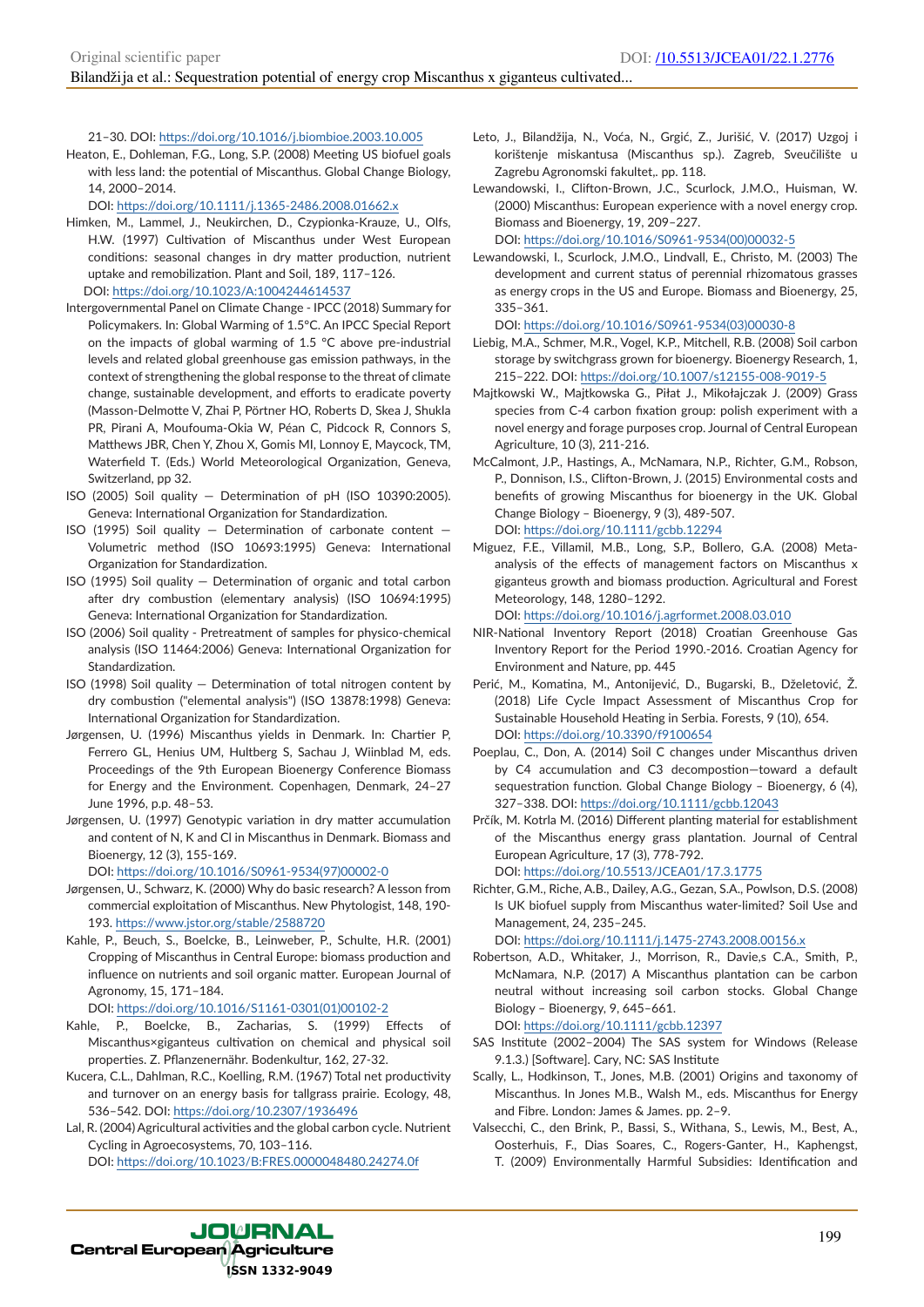21–30. DOI: https://doi.org/10.1016/j.biombioe.2003.10.005

Heaton, E., Dohleman, F.G., Long, S.P. (2008) Meeting US biofuel goals with less land: the potential of Miscanthus. Global Change Biology, 14, 2000–2014.
DOI: https://doi.org/10.1111/j.1365-2486.2008.01662.x

Himken, M., Lammel, J., Neukirchen, D., Czypionka-Krauze, U., Olfs, H.W. (1997) Cultivation of Miscanthus under West European conditions: seasonal changes in dry matter production, nutrient uptake and remobilization. Plant and Soil, 189, 117–126.
DOI: https://doi.org/10.1023/A:1004244614537

Intergovernmental Panel on Climate Change - IPCC (2018) Summary for Policymakers. In: Global Warming of 1.5°C. An IPCC Special Report on the impacts of global warming of 1.5 °C above pre-industrial levels and related global greenhouse gas emission pathways, in the context of strengthening the global response to the threat of climate change, sustainable development, and efforts to eradicate poverty (Masson-Delmotte V, Zhai P, Pörtner HO, Roberts D, Skea J, Shukla PR, Pirani A, Moufouma-Okia W, Péan C, Pidcock R, Connors S, Matthews JBR, Chen Y, Zhou X, Gomis MI, Lonnoy E, Maycock, TM, Waterfield T. (Eds.) World Meteorological Organization, Geneva, Switzerland, pp 32.

ISO (2005) Soil quality — Determination of pH (ISO 10390:2005). Geneva: International Organization for Standardization.

ISO (1995) Soil quality — Determination of carbonate content — Volumetric method (ISO 10693:1995) Geneva: International Organization for Standardization.

ISO (1995) Soil quality — Determination of organic and total carbon after dry combustion (elementary analysis) (ISO 10694:1995) Geneva: International Organization for Standardization.

ISO (2006) Soil quality - Pretreatment of samples for physico-chemical analysis (ISO 11464:2006) Geneva: International Organization for Standardization.

ISO (1998) Soil quality — Determination of total nitrogen content by dry combustion ("elemental analysis") (ISO 13878:1998) Geneva: International Organization for Standardization.

Jørgensen, U. (1996) Miscanthus yields in Denmark. In: Chartier P, Ferrero GL, Henius UM, Hultberg S, Sachau J, Wiinblad M, eds. Proceedings of the 9th European Bioenergy Conference Biomass for Energy and the Environment. Copenhagen, Denmark, 24–27 June 1996, p.p. 48–53.

Jørgensen, U. (1997) Genotypic variation in dry matter accumulation and content of N, K and Cl in Miscanthus in Denmark. Biomass and Bioenergy, 12 (3), 155-169.
DOI: https://doi.org/10.1016/S0961-9534(97)00002-0

Jørgensen, U., Schwarz, K. (2000) Why do basic research? A lesson from commercial exploitation of Miscanthus. New Phytologist, 148, 190-193. https://www.jstor.org/stable/2588720

Kahle, P., Beuch, S., Boelcke, B., Leinweber, P., Schulte, H.R. (2001) Cropping of Miscanthus in Central Europe: biomass production and influence on nutrients and soil organic matter. European Journal of Agronomy, 15, 171–184.
DOI: https://doi.org/10.1016/S1161-0301(01)00102-2

Kahle, P., Boelcke, B., Zacharias, S. (1999) Effects of Miscanthus×giganteus cultivation on chemical and physical soil properties. Z. Pflanzenernähr. Bodenkultur, 162, 27-32.

Kucera, C.L., Dahlman, R.C., Koelling, R.M. (1967) Total net productivity and turnover on an energy basis for tallgrass prairie. Ecology, 48, 536–542. DOI: https://doi.org/10.2307/1936496

Lal, R. (2004) Agricultural activities and the global carbon cycle. Nutrient Cycling in Agroecosystems, 70, 103–116.
DOI: https://doi.org/10.1023/B:FRES.0000048480.24274.0f

Leto, J., Bilandžija, N., Voća, N., Grgić, Z., Jurišić, V. (2017) Uzgoj i korištenje miskantusa (Miscanthus sp.). Zagreb, Sveučilište u Zagrebu Agronomski fakultet,. pp. 118.

Lewandowski, I., Clifton-Brown, J.C., Scurlock, J.M.O., Huisman, W. (2000) Miscanthus: European experience with a novel energy crop. Biomass and Bioenergy, 19, 209–227.
DOI: https://doi.org/10.1016/S0961-9534(00)00032-5

Lewandowski, I., Scurlock, J.M.O., Lindvall, E., Christo, M. (2003) The development and current status of perennial rhizomatous grasses as energy crops in the US and Europe. Biomass and Bioenergy, 25, 335–361.
DOI: https://doi.org/10.1016/S0961-9534(03)00030-8

Liebig, M.A., Schmer, M.R., Vogel, K.P., Mitchell, R.B. (2008) Soil carbon storage by switchgrass grown for bioenergy. Bioenergy Research, 1, 215–222. DOI: https://doi.org/10.1007/s12155-008-9019-5

Majtkowski W., Majtkowska G., Piłat J., Mikołajczak J. (2009) Grass species from C-4 carbon fixation group: polish experiment with a novel energy and forage purposes crop. Journal of Central European Agriculture, 10 (3), 211-216.

McCalmont, J.P., Hastings, A., McNamara, N.P., Richter, G.M., Robson, P., Donnison, I.S., Clifton-Brown, J. (2015) Environmental costs and benefits of growing Miscanthus for bioenergy in the UK. Global Change Biology – Bioenergy, 9 (3), 489-507.
DOI: https://doi.org/10.1111/gcbb.12294

Miguez, F.E., Villamil, M.B., Long, S.P., Bollero, G.A. (2008) Meta-analysis of the effects of management factors on Miscanthus x giganteus growth and biomass production. Agricultural and Forest Meteorology, 148, 1280–1292.
DOI: https://doi.org/10.1016/j.agrformet.2008.03.010

NIR-National Inventory Report (2018) Croatian Greenhouse Gas Inventory Report for the Period 1990.-2016. Croatian Agency for Environment and Nature, pp. 445

Perić, M., Komatina, M., Antonijević, D., Bugarski, B., Dželetović, Ž. (2018) Life Cycle Impact Assessment of Miscanthus Crop for Sustainable Household Heating in Serbia. Forests, 9 (10), 654.
DOI: https://doi.org/10.3390/f9100654

Poeplau, C., Don, A. (2014) Soil C changes under Miscanthus driven by C4 accumulation and C3 decompostion—toward a default sequestration function. Global Change Biology – Bioenergy, 6 (4), 327–338. DOI: https://doi.org/10.1111/gcbb.12043

Prčík, M. Kotrla M. (2016) Different planting material for establishment of the Miscanthus energy grass plantation. Journal of Central European Agriculture, 17 (3), 778-792.
DOI: https://doi.org/10.5513/JCEA01/17.3.1775

Richter, G.M., Riche, A.B., Dailey, A.G., Gezan, S.A., Powlson, D.S. (2008) Is UK biofuel supply from Miscanthus water-limited? Soil Use and Management, 24, 235–245.
DOI: https://doi.org/10.1111/j.1475-2743.2008.00156.x

Robertson, A.D., Whitaker, J., Morrison, R., Davie,s C.A., Smith, P., McNamara, N.P. (2017) A Miscanthus plantation can be carbon neutral without increasing soil carbon stocks. Global Change Biology – Bioenergy, 9, 645–661.
DOI: https://doi.org/10.1111/gcbb.12397

SAS Institute (2002–2004) The SAS system for Windows (Release 9.1.3.) [Software]. Cary, NC: SAS Institute

Scally, L., Hodkinson, T., Jones, M.B. (2001) Origins and taxonomy of Miscanthus. In Jones M.B., Walsh M., eds. Miscanthus for Energy and Fibre. London: James & James. pp. 2–9.

Valsecchi, C., den Brink, P., Bassi, S., Withana, S., Lewis, M., Best, A., Oosterhuis, F., Dias Soares, C., Rogers-Ganter, H., Kaphengst, T. (2009) Environmentally Harmful Subsidies: Identification and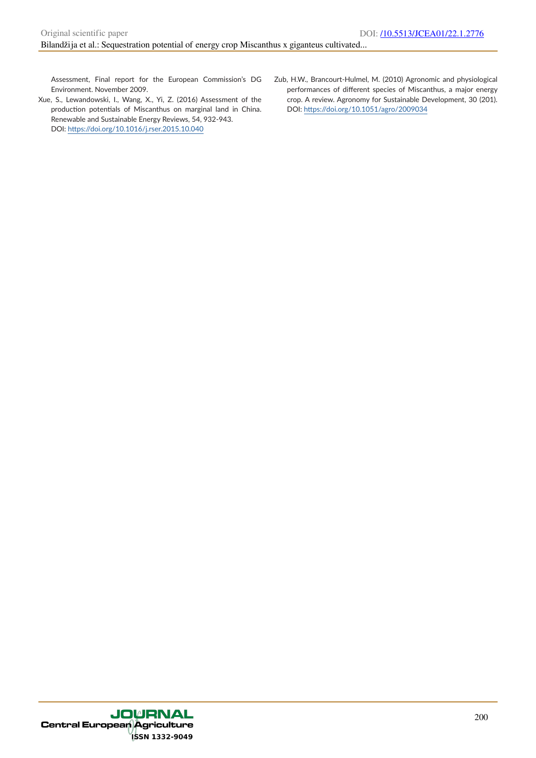Assessment, Final report for the European Commission's DG Environment. November 2009.

Xue, S., Lewandowski, I., Wang, X., Yi, Z. (2016) Assessment of the production potentials of Miscanthus on marginal land in China. Renewable and Sustainable Energy Reviews, 54, 932-943. DOI: https://doi.org/10.1016/j.rser.2015.10.040

Zub, H.W., Brancourt-Hulmel, M. (2010) Agronomic and physiological performances of different species of Miscanthus, a major energy crop. A review. Agronomy for Sustainable Development, 30 (201). DOI: https://doi.org/10.1051/agro/2009034